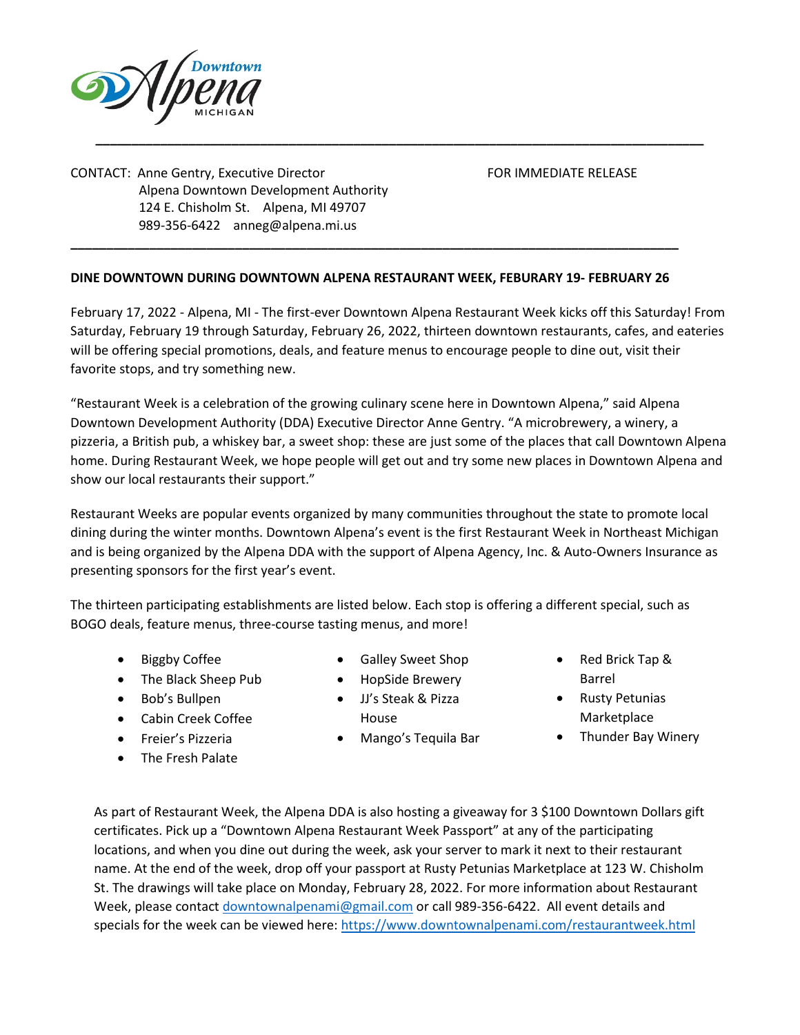Downtown Alpena MICHIGAN

CONTACT: Anne Gentry, Executive Director
Alpena Downtown Development Authority
124 E. Chisholm St. Alpena, MI 49707
989-356-6422 anneg@alpena.mi.us

FOR IMMEDIATE RELEASE

**DINE DOWNTOWN DURING DOWNTOWN ALPENA RESTAURANT WEEK, FEBURARY 19- FEBRUARY 26**

February 17, 2022 - Alpena, MI - The first-ever Downtown Alpena Restaurant Week kicks off this Saturday! From Saturday, February 19 through Saturday, February 26, 2022, thirteen downtown restaurants, cafes, and eateries will be offering special promotions, deals, and feature menus to encourage people to dine out, visit their favorite stops, and try something new.

"Restaurant Week is a celebration of the growing culinary scene here in Downtown Alpena," said Alpena Downtown Development Authority (DDA) Executive Director Anne Gentry. "A microbrewery, a winery, a pizzeria, a British pub, a whiskey bar, a sweet shop: these are just some of the places that call Downtown Alpena home. During Restaurant Week, we hope people will get out and try some new places in Downtown Alpena and show our local restaurants their support."

Restaurant Weeks are popular events organized by many communities throughout the state to promote local dining during the winter months. Downtown Alpena's event is the first Restaurant Week in Northeast Michigan and is being organized by the Alpena DDA with the support of Alpena Agency, Inc. & Auto-Owners Insurance as presenting sponsors for the first year's event.

The thirteen participating establishments are listed below. Each stop is offering a different special, such as BOGO deals, feature menus, three-course tasting menus, and more!

- Biggby Coffee
- The Black Sheep Pub
- Bob's Bullpen
- Cabin Creek Coffee
- Freier's Pizzeria
- The Fresh Palate
- Galley Sweet Shop
- HopSide Brewery
- JJ's Steak & Pizza House
- Mango's Tequila Bar
- Red Brick Tap & Barrel
- Rusty Petunias Marketplace
- Thunder Bay Winery

As part of Restaurant Week, the Alpena DDA is also hosting a giveaway for 3 $100 Downtown Dollars gift certificates. Pick up a "Downtown Alpena Restaurant Week Passport" at any of the participating locations, and when you dine out during the week, ask your server to mark it next to their restaurant name. At the end of the week, drop off your passport at Rusty Petunias Marketplace at 123 W. Chisholm St. The drawings will take place on Monday, February 28, 2022. For more information about Restaurant Week, please contact downtownalpenami@gmail.com or call 989-356-6422. All event details and specials for the week can be viewed here: https://www.downtownalpenami.com/restaurantweek.html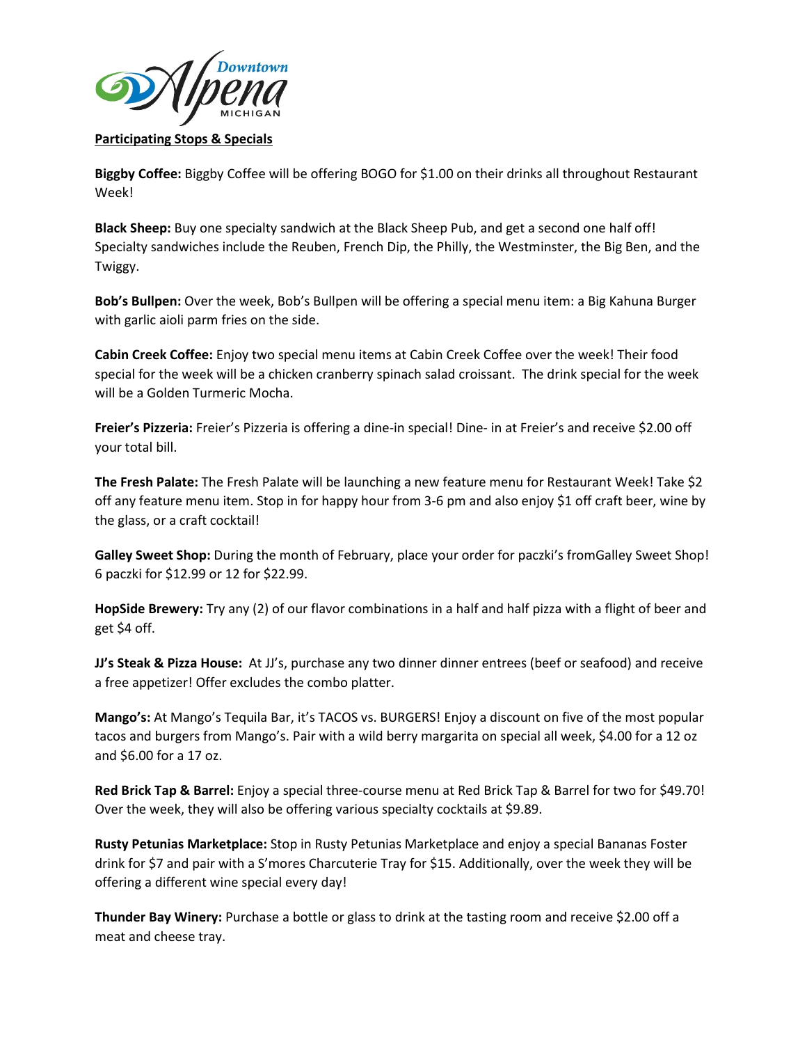**Participating Stops & Specials**

**Biggby Coffee:** Biggby Coffee will be offering BOGO for $1.00 on their drinks all throughout Restaurant Week!

**Black Sheep:** Buy one specialty sandwich at the Black Sheep Pub, and get a second one half off! Specialty sandwiches include the Reuben, French Dip, the Philly, the Westminster, the Big Ben, and the Twiggy.

**Bob's Bullpen:** Over the week, Bob's Bullpen will be offering a special menu item: a Big Kahuna Burger with garlic aioli parm fries on the side.

**Cabin Creek Coffee:** Enjoy two special menu items at Cabin Creek Coffee over the week! Their food special for the week will be a chicken cranberry spinach salad croissant. The drink special for the week will be a Golden Turmeric Mocha.

**Freier's Pizzeria:** Freier's Pizzeria is offering a dine-in special! Dine- in at Freier's and receive $2.00 off your total bill.

**The Fresh Palate:** The Fresh Palate will be launching a new feature menu for Restaurant Week! Take $2 off any feature menu item. Stop in for happy hour from 3-6 pm and also enjoy $1 off craft beer, wine by the glass, or a craft cocktail!

**Galley Sweet Shop:** During the month of February, place your order for paczki's fromGalley Sweet Shop! 6 paczki for $12.99 or 12 for $22.99.

**HopSide Brewery:** Try any (2) of our flavor combinations in a half and half pizza with a flight of beer and get $4 off.

**JJ's Steak & Pizza House:** At JJ's, purchase any two dinner dinner entrees (beef or seafood) and receive a free appetizer! Offer excludes the combo platter.

**Mango's:** At Mango's Tequila Bar, it's TACOS vs. BURGERS! Enjoy a discount on five of the most popular tacos and burgers from Mango's. Pair with a wild berry margarita on special all week, $4.00 for a 12 oz and $6.00 for a 17 oz.

**Red Brick Tap & Barrel:** Enjoy a special three-course menu at Red Brick Tap & Barrel for two for $49.70! Over the week, they will also be offering various specialty cocktails at $9.89.

**Rusty Petunias Marketplace:** Stop in Rusty Petunias Marketplace and enjoy a special Bananas Foster drink for $7 and pair with a S'mores Charcuterie Tray for $15. Additionally, over the week they will be offering a different wine special every day!

**Thunder Bay Winery:** Purchase a bottle or glass to drink at the tasting room and receive $2.00 off a meat and cheese tray.